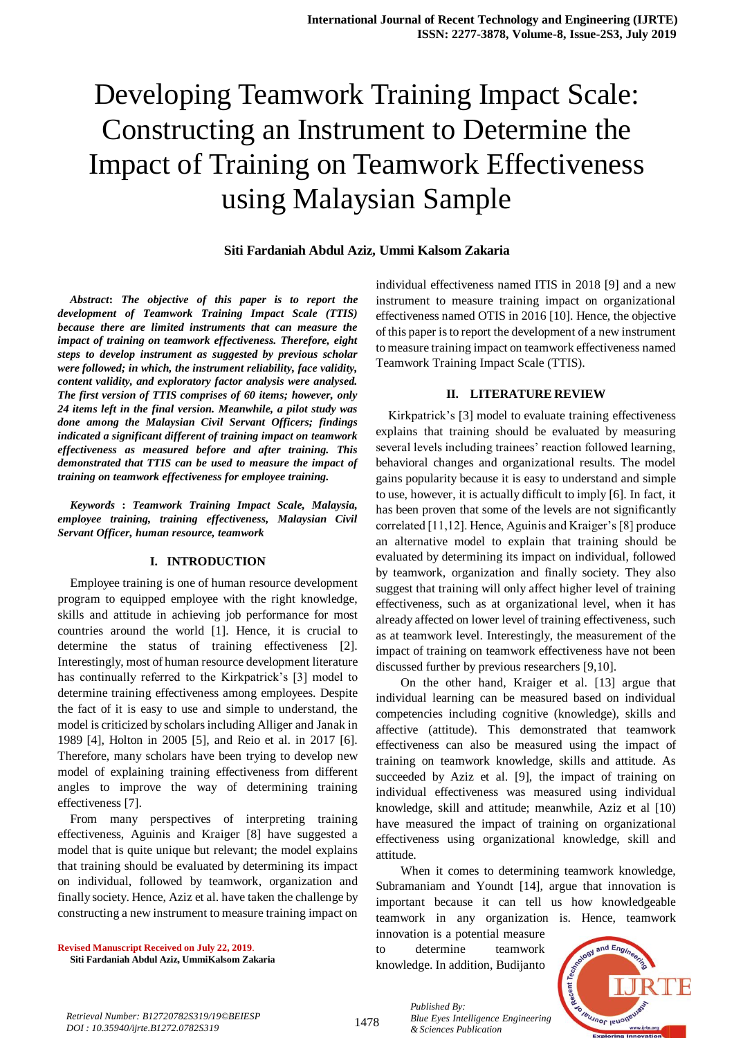# Developing Teamwork Training Impact Scale: Constructing an Instrument to Determine the Impact of Training on Teamwork Effectiveness using Malaysian Sample

**Siti Fardaniah Abdul Aziz, Ummi Kalsom Zakaria**

***Abstract*: *The objective of this paper is to report the development of Teamwork Training Impact Scale (TTIS) because there are limited instruments that can measure the impact of training on teamwork effectiveness. Therefore, eight steps to develop instrument as suggested by previous scholar were followed; in which, the instrument reliability, face validity, content validity, and exploratory factor analysis were analysed. The first version of TTIS comprises of 60 items; however, only 24 items left in the final version. Meanwhile, a pilot study was done among the Malaysian Civil Servant Officers; findings indicated a significant different of training impact on teamwork effectiveness as measured before and after training. This demonstrated that TTIS can be used to measure the impact of training on teamwork effectiveness for employee training.***

***Keywords* : *Teamwork Training Impact Scale, Malaysia, employee training, training effectiveness, Malaysian Civil Servant Officer, human resource, teamwork***

## I. INTRODUCTION

Employee training is one of human resource development program to equipped employee with the right knowledge, skills and attitude in achieving job performance for most countries around the world [1]. Hence, it is crucial to determine the status of training effectiveness [2]. Interestingly, most of human resource development literature has continually referred to the Kirkpatrick's [3] model to determine training effectiveness among employees. Despite the fact of it is easy to use and simple to understand, the model is criticized by scholars including Alliger and Janak in 1989 [4], Holton in 2005 [5], and Reio et al. in 2017 [6]. Therefore, many scholars have been trying to develop new model of explaining training effectiveness from different angles to improve the way of determining training effectiveness [7].

From many perspectives of interpreting training effectiveness, Aguinis and Kraiger [8] have suggested a model that is quite unique but relevant; the model explains that training should be evaluated by determining its impact on individual, followed by teamwork, organization and finally society. Hence, Aziz et al. have taken the challenge by constructing a new instrument to measure training impact on individual effectiveness named ITIS in 2018 [9] and a new instrument to measure training impact on organizational effectiveness named OTIS in 2016 [10]. Hence, the objective of this paper is to report the development of a new instrument to measure training impact on teamwork effectiveness named Teamwork Training Impact Scale (TTIS).

## II. LITERATURE REVIEW

Kirkpatrick's [3] model to evaluate training effectiveness explains that training should be evaluated by measuring several levels including trainees' reaction followed learning, behavioral changes and organizational results. The model gains popularity because it is easy to understand and simple to use, however, it is actually difficult to imply [6]. In fact, it has been proven that some of the levels are not significantly correlated [11,12]. Hence, Aguinis and Kraiger's [8] produce an alternative model to explain that training should be evaluated by determining its impact on individual, followed by teamwork, organization and finally society. They also suggest that training will only affect higher level of training effectiveness, such as at organizational level, when it has already affected on lower level of training effectiveness, such as at teamwork level. Interestingly, the measurement of the impact of training on teamwork effectiveness have not been discussed further by previous researchers [9,10].

On the other hand, Kraiger et al. [13] argue that individual learning can be measured based on individual competencies including cognitive (knowledge), skills and affective (attitude). This demonstrated that teamwork effectiveness can also be measured using the impact of training on teamwork knowledge, skills and attitude. As succeeded by Aziz et al. [9], the impact of training on individual effectiveness was measured using individual knowledge, skill and attitude; meanwhile, Aziz et al [10] have measured the impact of training on organizational effectiveness using organizational knowledge, skill and attitude.

When it comes to determining teamwork knowledge, Subramaniam and Youndt [14], argue that innovation is important because it can tell us how knowledgeable teamwork in any organization is. Hence, teamwork innovation is a potential measure to determine teamwork knowledge. In addition, Budijanto

**Revised Manuscript Received on July 22, 2019.**
**Siti Fardaniah Abdul Aziz, UmmiKalsom Zakaria**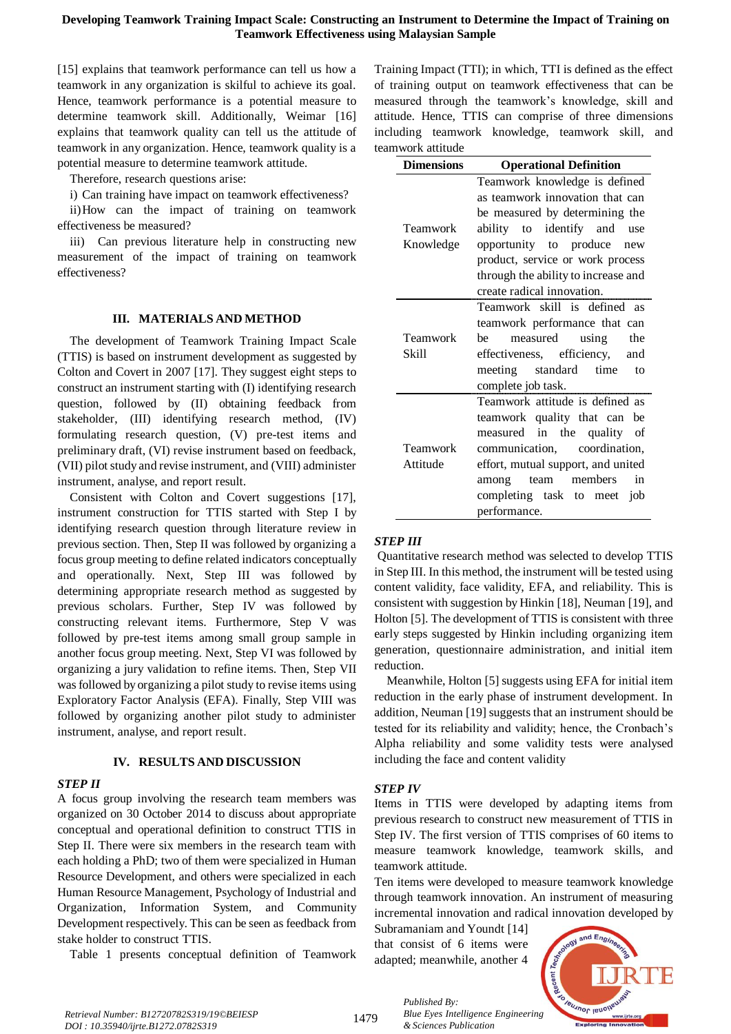[15] explains that teamwork performance can tell us how a teamwork in any organization is skilful to achieve its goal. Hence, teamwork performance is a potential measure to determine teamwork skill. Additionally, Weimar [16] explains that teamwork quality can tell us the attitude of teamwork in any organization. Hence, teamwork quality is a potential measure to determine teamwork attitude.

Therefore, research questions arise:

i) Can training have impact on teamwork effectiveness?

ii) How can the impact of training on teamwork effectiveness be measured?

iii) Can previous literature help in constructing new measurement of the impact of training on teamwork effectiveness?

## III. MATERIALS AND METHOD

The development of Teamwork Training Impact Scale (TTIS) is based on instrument development as suggested by Colton and Covert in 2007 [17]. They suggest eight steps to construct an instrument starting with (I) identifying research question, followed by (II) obtaining feedback from stakeholder, (III) identifying research method, (IV) formulating research question, (V) pre-test items and preliminary draft, (VI) revise instrument based on feedback, (VII) pilot study and revise instrument, and (VIII) administer instrument, analyse, and report result.

Consistent with Colton and Covert suggestions [17], instrument construction for TTIS started with Step I by identifying research question through literature review in previous section. Then, Step II was followed by organizing a focus group meeting to define related indicators conceptually and operationally. Next, Step III was followed by determining appropriate research method as suggested by previous scholars. Further, Step IV was followed by constructing relevant items. Furthermore, Step V was followed by pre-test items among small group sample in another focus group meeting. Next, Step VI was followed by organizing a jury validation to refine items. Then, Step VII was followed by organizing a pilot study to revise items using Exploratory Factor Analysis (EFA). Finally, Step VIII was followed by organizing another pilot study to administer instrument, analyse, and report result.

## IV. RESULTS AND DISCUSSION

### *STEP II*

A focus group involving the research team members was organized on 30 October 2014 to discuss about appropriate conceptual and operational definition to construct TTIS in Step II. There were six members in the research team with each holding a PhD; two of them were specialized in Human Resource Development, and others were specialized in each Human Resource Management, Psychology of Industrial and Organization, Information System, and Community Development respectively. This can be seen as feedback from stake holder to construct TTIS.

Table 1 presents conceptual definition of Teamwork Training Impact (TTI); in which, TTI is defined as the effect of training output on teamwork effectiveness that can be measured through the teamwork's knowledge, skill and attitude. Hence, TTIS can comprise of three dimensions including teamwork knowledge, teamwork skill, and teamwork attitude

| Dimensions | Operational Definition |
|---|---|
| Teamwork Knowledge | Teamwork knowledge is defined as teamwork innovation that can be measured by determining the ability to identify and use opportunity to produce new product, service or work process through the ability to increase and create radical innovation. |
| Teamwork Skill | Teamwork skill is defined as teamwork performance that can be measured using the effectiveness, efficiency, and meeting standard time to complete job task. |
| Teamwork Attitude | Teamwork attitude is defined as teamwork quality that can be measured in the quality of communication, coordination, effort, mutual support, and united among team members in completing task to meet job performance. |

### *STEP III*

Quantitative research method was selected to develop TTIS in Step III. In this method, the instrument will be tested using content validity, face validity, EFA, and reliability. This is consistent with suggestion by Hinkin [18], Neuman [19], and Holton [5]. The development of TTIS is consistent with three early steps suggested by Hinkin including organizing item generation, questionnaire administration, and initial item reduction.

Meanwhile, Holton [5] suggests using EFA for initial item reduction in the early phase of instrument development. In addition, Neuman [19] suggests that an instrument should be tested for its reliability and validity; hence, the Cronbach's Alpha reliability and some validity tests were analysed including the face and content validity

### *STEP IV*

Items in TTIS were developed by adapting items from previous research to construct new measurement of TTIS in Step IV. The first version of TTIS comprises of 60 items to measure teamwork knowledge, teamwork skills, and teamwork attitude.

Ten items were developed to measure teamwork knowledge through teamwork innovation. An instrument of measuring incremental innovation and radical innovation developed by Subramaniam and Youndt [14] that consist of 6 items were adapted; meanwhile, another 4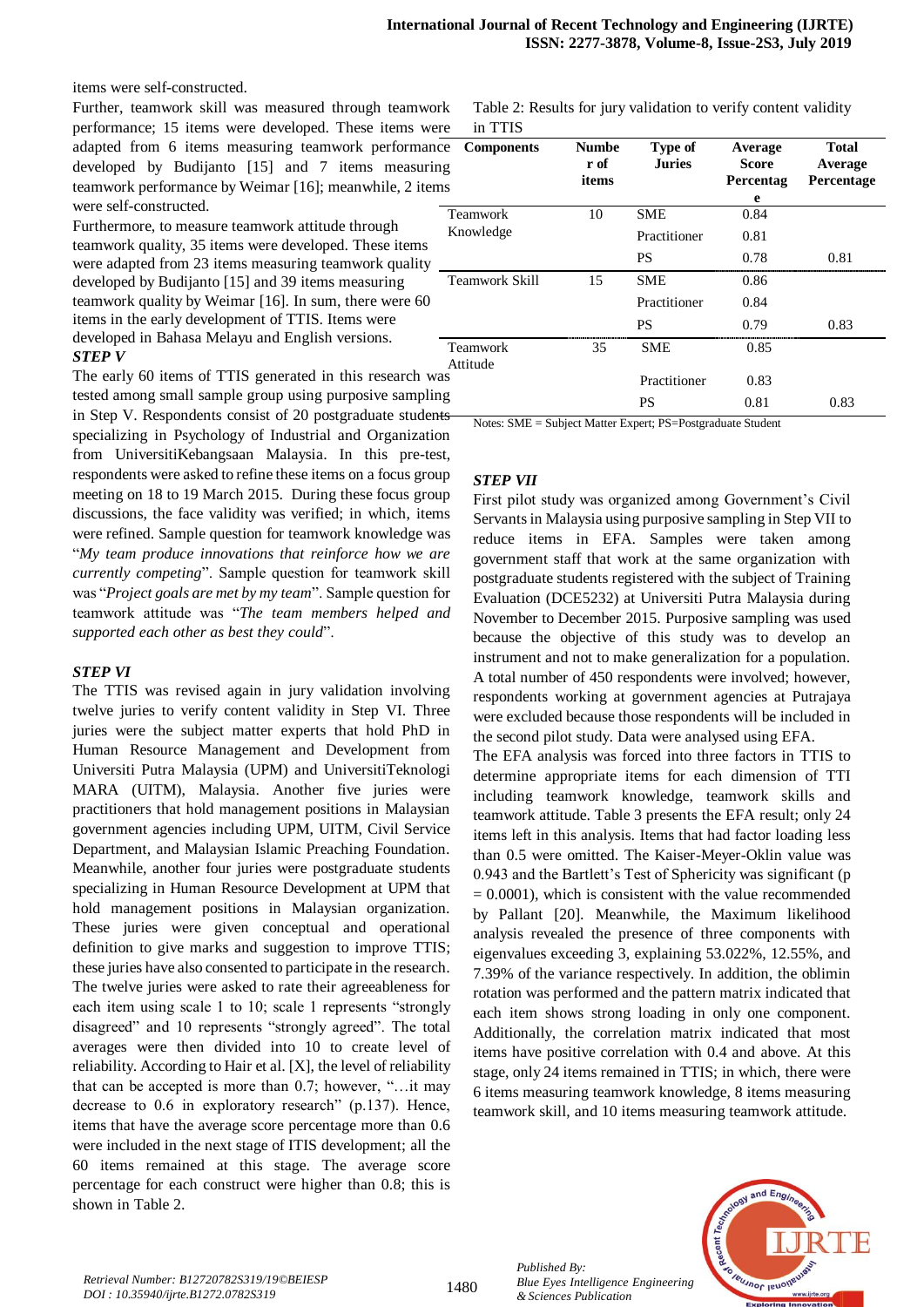items were self-constructed.

Further, teamwork skill was measured through teamwork performance; 15 items were developed. These items were adapted from 6 items measuring teamwork performance developed by Budijanto [15] and 7 items measuring teamwork performance by Weimar [16]; meanwhile, 2 items were self-constructed.

Furthermore, to measure teamwork attitude through teamwork quality, 35 items were developed. These items were adapted from 23 items measuring teamwork quality developed by Budijanto [15] and 39 items measuring teamwork quality by Weimar [16]. In sum, there were 60 items in the early development of TTIS. Items were developed in Bahasa Melayu and English versions.

***STEP V***

The early 60 items of TTIS generated in this research was tested among small sample group using purposive sampling in Step V. Respondents consist of 20 postgraduate students specializing in Psychology of Industrial and Organization from UniversitiKebangsaan Malaysia. In this pre-test, respondents were asked to refine these items on a focus group meeting on 18 to 19 March 2015. During these focus group discussions, the face validity was verified; in which, items were refined. Sample question for teamwork knowledge was "*My team produce innovations that reinforce how we are currently competing*". Sample question for teamwork skill was "*Project goals are met by my team*". Sample question for teamwork attitude was "*The team members helped and supported each other as best they could*".

***STEP VI***

The TTIS was revised again in jury validation involving twelve juries to verify content validity in Step VI. Three juries were the subject matter experts that hold PhD in Human Resource Management and Development from Universiti Putra Malaysia (UPM) and UniversitiTeknologi MARA (UITM), Malaysia. Another five juries were practitioners that hold management positions in Malaysian government agencies including UPM, UITM, Civil Service Department, and Malaysian Islamic Preaching Foundation. Meanwhile, another four juries were postgraduate students specializing in Human Resource Development at UPM that hold management positions in Malaysian organization. These juries were given conceptual and operational definition to give marks and suggestion to improve TTIS; these juries have also consented to participate in the research. The twelve juries were asked to rate their agreeableness for each item using scale 1 to 10; scale 1 represents "strongly disagreed" and 10 represents "strongly agreed". The total averages were then divided into 10 to create level of reliability. According to Hair et al. [X], the level of reliability that can be accepted is more than 0.7; however, "…it may decrease to 0.6 in exploratory research" (p.137). Hence, items that have the average score percentage more than 0.6 were included in the next stage of ITIS development; all the 60 items remained at this stage. The average score percentage for each construct were higher than 0.8; this is shown in Table 2.

Table 2: Results for jury validation to verify content validity in TTIS

| Components | Number of items | Type of Juries | Average Score Percentage | Total Average Percentage |
|---|---|---|---|---|
| Teamwork Knowledge | 10 | SME | 0.84 | |
| | | Practitioner | 0.81 | |
| | | PS | 0.78 | 0.81 |
| Teamwork Skill | 15 | SME | 0.86 | |
| | | Practitioner | 0.84 | |
| | | PS | 0.79 | 0.83 |
| Teamwork Attitude | 35 | SME | 0.85 | |
| | | Practitioner | 0.83 | |
| | | PS | 0.81 | 0.83 |

Notes: SME = Subject Matter Expert; PS=Postgraduate Student

***STEP VII***

First pilot study was organized among Government's Civil Servants in Malaysia using purposive sampling in Step VII to reduce items in EFA. Samples were taken among government staff that work at the same organization with postgraduate students registered with the subject of Training Evaluation (DCE5232) at Universiti Putra Malaysia during November to December 2015. Purposive sampling was used because the objective of this study was to develop an instrument and not to make generalization for a population. A total number of 450 respondents were involved; however, respondents working at government agencies at Putrajaya were excluded because those respondents will be included in the second pilot study. Data were analysed using EFA.

The EFA analysis was forced into three factors in TTIS to determine appropriate items for each dimension of TTI including teamwork knowledge, teamwork skills and teamwork attitude. Table 3 presents the EFA result; only 24 items left in this analysis. Items that had factor loading less than 0.5 were omitted. The Kaiser-Meyer-Oklin value was 0.943 and the Bartlett's Test of Sphericity was significant ($p = 0.0001$), which is consistent with the value recommended by Pallant [20]. Meanwhile, the Maximum likelihood analysis revealed the presence of three components with eigenvalues exceeding 3, explaining 53.022%, 12.55%, and 7.39% of the variance respectively. In addition, the oblimin rotation was performed and the pattern matrix indicated that each item shows strong loading in only one component. Additionally, the correlation matrix indicated that most items have positive correlation with 0.4 and above. At this stage, only 24 items remained in TTIS; in which, there were 6 items measuring teamwork knowledge, 8 items measuring teamwork skill, and 10 items measuring teamwork attitude.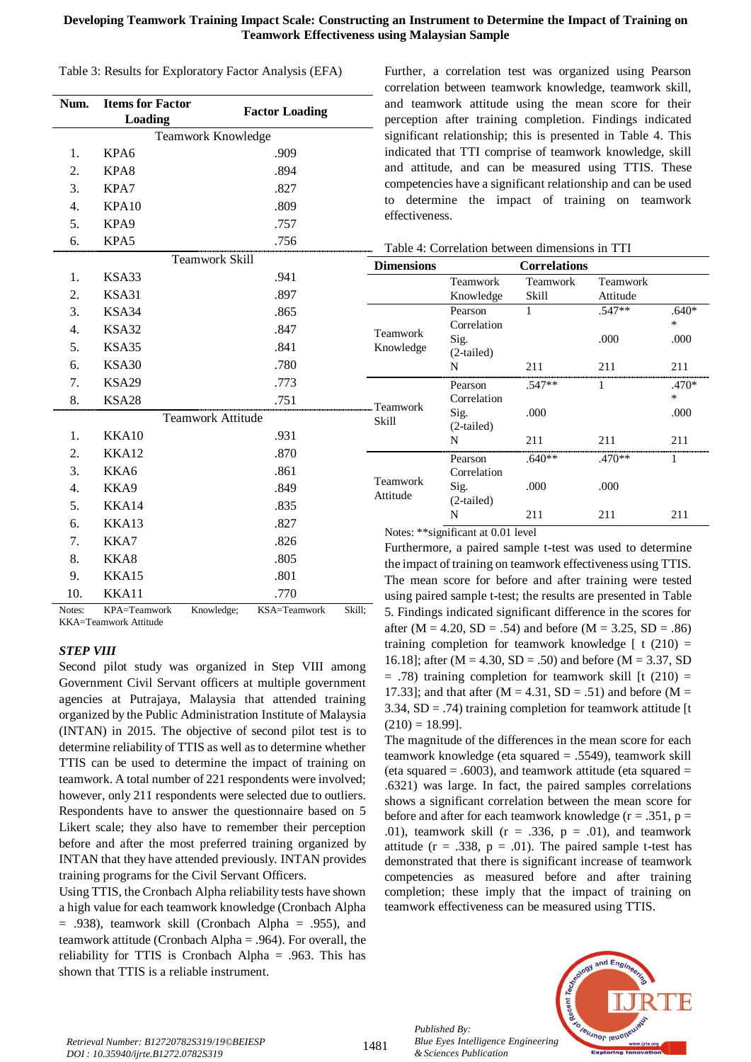Table 3: Results for Exploratory Factor Analysis (EFA)

| Num. | Items for Factor Loading | Factor Loading |
|---|---|---|
| | **Teamwork Knowledge** | |
| 1. | KPA6 | .909 |
| 2. | KPA8 | .894 |
| 3. | KPA7 | .827 |
| 4. | KPA10 | .809 |
| 5. | KPA9 | .757 |
| 6. | KPA5 | .756 |
| | **Teamwork Skill** | |
| 1. | KSA33 | .941 |
| 2. | KSA31 | .897 |
| 3. | KSA34 | .865 |
| 4. | KSA32 | .847 |
| 5. | KSA35 | .841 |
| 6. | KSA30 | .780 |
| 7. | KSA29 | .773 |
| 8. | KSA28 | .751 |
| | **Teamwork Attitude** | |
| 1. | KKA10 | .931 |
| 2. | KKA12 | .870 |
| 3. | KKA6 | .861 |
| 4. | KKA9 | .849 |
| 5. | KKA14 | .835 |
| 6. | KKA13 | .827 |
| 7. | KKA7 | .826 |
| 8. | KKA8 | .805 |
| 9. | KKA15 | .801 |
| 10. | KKA11 | .770 |

Notes: KPA=Teamwork Knowledge; KSA=Teamwork Skill; KKA=Teamwork Attitude

### STEP VIII

Second pilot study was organized in Step VIII among Government Civil Servant officers at multiple government agencies at Putrajaya, Malaysia that attended training organized by the Public Administration Institute of Malaysia (INTAN) in 2015. The objective of second pilot test is to determine reliability of TTIS as well as to determine whether TTIS can be used to determine the impact of training on teamwork. A total number of 221 respondents were involved; however, only 211 respondents were selected due to outliers. Respondents have to answer the questionnaire based on 5 Likert scale; they also have to remember their perception before and after the most preferred training organized by INTAN that they have attended previously. INTAN provides training programs for the Civil Servant Officers.

Using TTIS, the Cronbach Alpha reliability tests have shown a high value for each teamwork knowledge (Cronbach Alpha = .938), teamwork skill (Cronbach Alpha = .955), and teamwork attitude (Cronbach Alpha = .964). For overall, the reliability for TTIS is Cronbach Alpha = .963. This has shown that TTIS is a reliable instrument.

Further, a correlation test was organized using Pearson correlation between teamwork knowledge, teamwork skill, and teamwork attitude using the mean score for their perception after training completion. Findings indicated significant relationship; this is presented in Table 4. This indicated that TTI comprise of teamwork knowledge, skill and attitude, and can be measured using TTIS. These competencies have a significant relationship and can be used to determine the impact of training on teamwork effectiveness.

Table 4: Correlation between dimensions in TTI

| Dimensions | | Teamwork Knowledge | Teamwork Skill | Teamwork Attitude |
|---|---|---|---|---|
| Teamwork Knowledge | Pearson Correlation | 1 | .547** | .640** |
| | Sig. (2-tailed) | | .000 | .000 |
| | N | 211 | 211 | 211 |
| Teamwork Skill | Pearson Correlation | .547** | 1 | .470** |
| | Sig. (2-tailed) | .000 | | .000 |
| | N | 211 | 211 | 211 |
| Teamwork Attitude | Pearson Correlation | .640** | .470** | 1 |
| | Sig. (2-tailed) | .000 | .000 | |
| | N | 211 | 211 | 211 |

Notes: **significant at 0.01 level

Furthermore, a paired sample t-test was used to determine the impact of training on teamwork effectiveness using TTIS. The mean score for before and after training were tested using paired sample t-test; the results are presented in Table 5. Findings indicated significant difference in the scores for after (M = 4.20, SD = .54) and before (M = 3.25, SD = .86) training completion for teamwork knowledge [ $t(210)$ = 16.18]; after (M = 4.30, SD = .50) and before (M = 3.37, SD = .78) training completion for teamwork skill [$t(210)$ = 17.33]; and that after (M = 4.31, SD = .51) and before (M = 3.34, SD = .74) training completion for teamwork attitude [$t(210)$ = 18.99].

The magnitude of the differences in the mean score for each teamwork knowledge (eta squared = .5549), teamwork skill (eta squared = .6003), and teamwork attitude (eta squared = .6321) was large. In fact, the paired samples correlations shows a significant correlation between the mean score for before and after for each teamwork knowledge ($r$ = .351, $p$ = .01), teamwork skill ($r$ = .336, $p$ = .01), and teamwork attitude ($r$ = .338, $p$ = .01). The paired sample t-test has demonstrated that there is significant increase of teamwork competencies as measured before and after training completion; these imply that the impact of training on teamwork effectiveness can be measured using TTIS.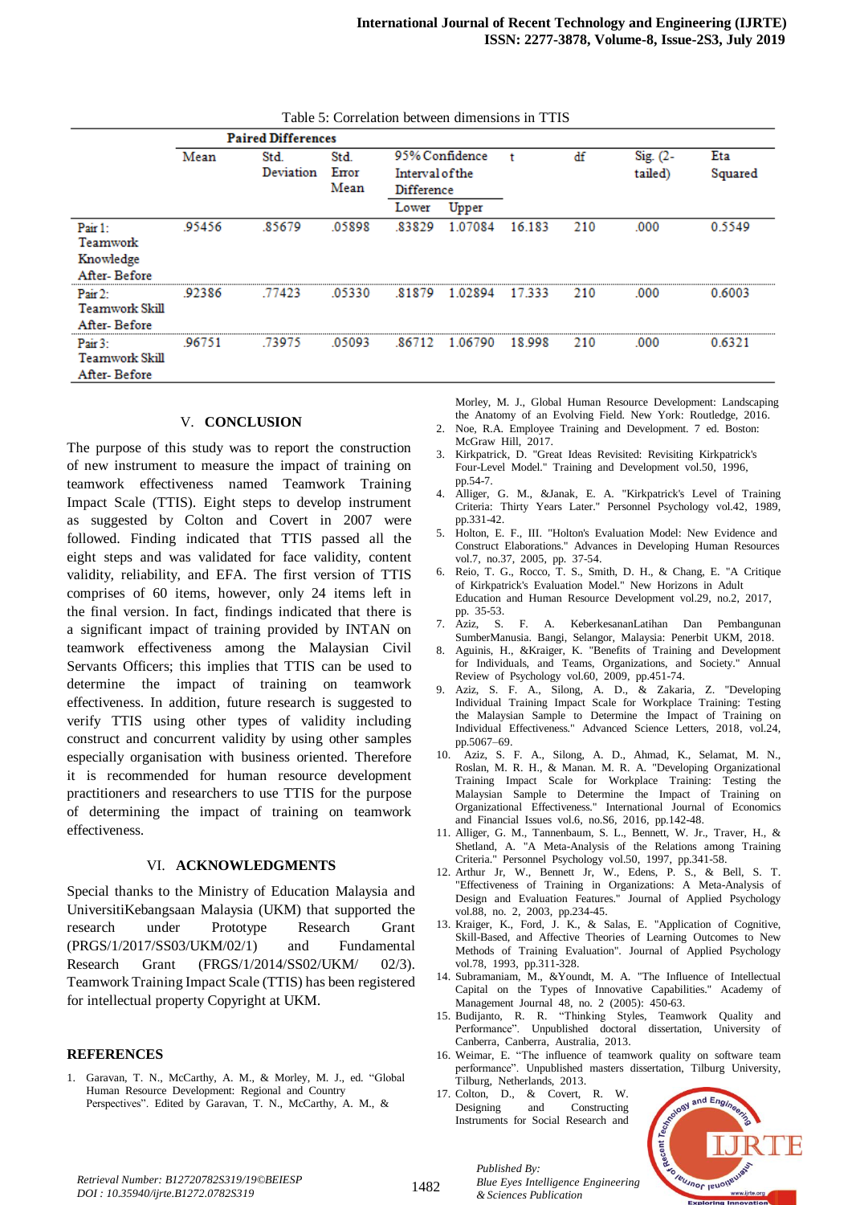Table 5: Correlation between dimensions in TTIS

| | Paired Differences | | | | | | | | |
|---|---|---|---|---|---|---|---|---|---|
| | Mean | Std. Deviation | Std. Error Mean | 95% Confidence Interval of the Difference | | t | df | Sig. (2-tailed) | Eta Squared |
| | | | | Lower | Upper | | | | |
| Pair 1: Teamwork Knowledge After- Before | .95456 | .85679 | .05898 | .83829 | 1.07084 | 16.183 | 210 | .000 | 0.5549 |
| Pair 2: Teamwork Skill After- Before | .92386 | .77423 | .05330 | .81879 | 1.02894 | 17.333 | 210 | .000 | 0.6003 |
| Pair 3: Teamwork Skill After- Before | .96751 | .73975 | .05093 | .86712 | 1.06790 | 18.998 | 210 | .000 | 0.6321 |

## V. CONCLUSION

The purpose of this study was to report the construction of new instrument to measure the impact of training on teamwork effectiveness named Teamwork Training Impact Scale (TTIS). Eight steps to develop instrument as suggested by Colton and Covert in 2007 were followed. Finding indicated that TTIS passed all the eight steps and was validated for face validity, content validity, reliability, and EFA. The first version of TTIS comprises of 60 items, however, only 24 items left in the final version. In fact, findings indicated that there is a significant impact of training provided by INTAN on teamwork effectiveness among the Malaysian Civil Servants Officers; this implies that TTIS can be used to determine the impact of training on teamwork effectiveness. In addition, future research is suggested to verify TTIS using other types of validity including construct and concurrent validity by using other samples especially organisation with business oriented. Therefore it is recommended for human resource development practitioners and researchers to use TTIS for the purpose of determining the impact of training on teamwork effectiveness.

## VI. ACKNOWLEDGMENTS

Special thanks to the Ministry of Education Malaysia and UniversitiKebangsaan Malaysia (UKM) that supported the research under Prototype Research Grant (PRGS/1/2017/SS03/UKM/02/1) and Fundamental Research Grant (FRGS/1/2014/SS02/UKM/ 02/3). Teamwork Training Impact Scale (TTIS) has been registered for intellectual property Copyright at UKM.

## REFERENCES

1. Garavan, T. N., McCarthy, A. M., & Morley, M. J., ed. "Global Human Resource Development: Regional and Country Perspectives". Edited by Garavan, T. N., McCarthy, A. M., & Morley, M. J., Global Human Resource Development: Landscaping the Anatomy of an Evolving Field. New York: Routledge, 2016.
2. Noe, R.A. Employee Training and Development. 7 ed. Boston: McGraw Hill, 2017.
3. Kirkpatrick, D. "Great Ideas Revisited: Revisiting Kirkpatrick's Four-Level Model." Training and Development vol.50, 1996, pp.54-7.
4. Alliger, G. M., &Janak, E. A. "Kirkpatrick's Level of Training Criteria: Thirty Years Later." Personnel Psychology vol.42, 1989, pp.331-42.
5. Holton, E. F., III. "Holton's Evaluation Model: New Evidence and Construct Elaborations." Advances in Developing Human Resources vol.7, no.37, 2005, pp. 37-54.
6. Reio, T. G., Rocco, T. S., Smith, D. H., & Chang, E. "A Critique of Kirkpatrick's Evaluation Model." New Horizons in Adult Education and Human Resource Development vol.29, no.2, 2017, pp. 35-53.
7. Aziz, S. F. A. KeberkesananLatihan Dan Pembangunan SumberManusia. Bangi, Selangor, Malaysia: Penerbit UKM, 2018.
8. Aguinis, H., &Kraiger, K. "Benefits of Training and Development for Individuals, and Teams, Organizations, and Society." Annual Review of Psychology vol.60, 2009, pp.451-74.
9. Aziz, S. F. A., Silong, A. D., & Zakaria, Z. "Developing Individual Training Impact Scale for Workplace Training: Testing the Malaysian Sample to Determine the Impact of Training on Individual Effectiveness." Advanced Science Letters, 2018, vol.24, pp.5067–69.
10. Aziz, S. F. A., Silong, A. D., Ahmad, K., Selamat, M. N., Roslan, M. R. H., & Manan. M. R. A. "Developing Organizational Training Impact Scale for Workplace Training: Testing the Malaysian Sample to Determine the Impact of Training on Organizational Effectiveness." International Journal of Economics and Financial Issues vol.6, no.S6, 2016, pp.142-48.
11. Alliger, G. M., Tannenbaum, S. L., Bennett, W. Jr., Traver, H., & Shetland, A. "A Meta-Analysis of the Relations among Training Criteria." Personnel Psychology vol.50, 1997, pp.341-58.
12. Arthur Jr, W., Bennett Jr, W., Edens, P. S., & Bell, S. T. "Effectiveness of Training in Organizations: A Meta-Analysis of Design and Evaluation Features." Journal of Applied Psychology vol.88, no. 2, 2003, pp.234-45.
13. Kraiger, K., Ford, J. K., & Salas, E. "Application of Cognitive, Skill-Based, and Affective Theories of Learning Outcomes to New Methods of Training Evaluation". Journal of Applied Psychology vol.78, 1993, pp.311-328.
14. Subramaniam, M., &Youndt, M. A. "The Influence of Intellectual Capital on the Types of Innovative Capabilities." Academy of Management Journal 48, no. 2 (2005): 450-63.
15. Budijanto, R. R. "Thinking Styles, Teamwork Quality and Performance". Unpublished doctoral dissertation, University of Canberra, Canberra, Australia, 2013.
16. Weimar, E. "The influence of teamwork quality on software team performance". Unpublished masters dissertation, Tilburg University, Tilburg, Netherlands, 2013.
17. Colton, D., & Covert, R. W. Designing and Constructing Instruments for Social Research and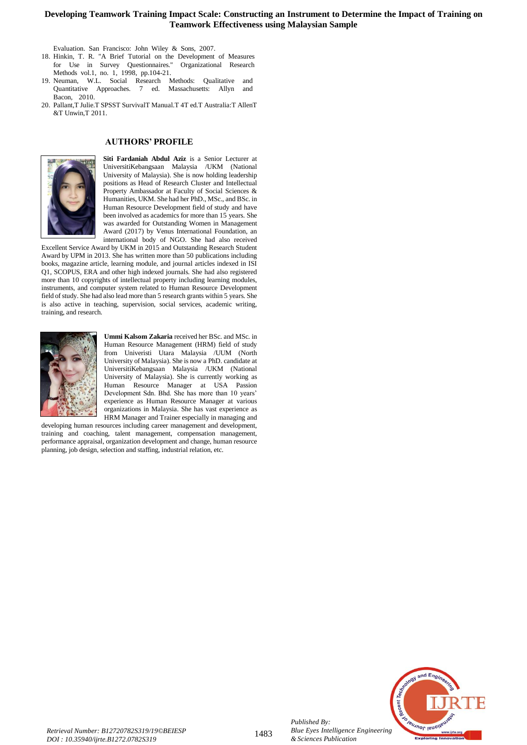Evaluation. San Francisco: John Wiley & Sons, 2007.

18. Hinkin, T. R. "A Brief Tutorial on the Development of Measures for Use in Survey Questionnaires." Organizational Research Methods vol.1, no. 1, 1998, pp.104-21.
19. Neuman, W.L. Social Research Methods: Qualitative and Quantitative Approaches. 7 ed. Massachusetts: Allyn and Bacon, 2010.
20. Pallant,T Julie.T SPSST SurvivalT Manual.T 4T ed.T Australia:T AllenT &T Unwin,T 2011.

## AUTHORS' PROFILE

**Siti Fardaniah Abdul Aziz** is a Senior Lecturer at UniversitiKebangsaan Malaysia /UKM (National University of Malaysia). She is now holding leadership positions as Head of Research Cluster and Intellectual Property Ambassador at Faculty of Social Sciences & Humanities, UKM. She had her PhD., MSc., and BSc. in Human Resource Development field of study and have been involved as academics for more than 15 years. She was awarded for Outstanding Women in Management Award (2017) by Venus International Foundation, an international body of NGO. She had also received Excellent Service Award by UKM in 2015 and Outstanding Research Student Award by UPM in 2013. She has written more than 50 publications including books, magazine article, learning module, and journal articles indexed in ISI Q1, SCOPUS, ERA and other high indexed journals. She had also registered more than 10 copyrights of intellectual property including learning modules, instruments, and computer system related to Human Resource Development field of study. She had also lead more than 5 research grants within 5 years. She is also active in teaching, supervision, social services, academic writing, training, and research.

**Ummi Kalsom Zakaria** received her BSc. and MSc. in Human Resource Management (HRM) field of study from Univeristi Utara Malaysia /UUM (North University of Malaysia). She is now a PhD. candidate at UniversitiKebangsaan Malaysia /UKM (National University of Malaysia). She is currently working as Human Resource Manager at USA Passion Development Sdn. Bhd. She has more than 10 years' experience as Human Resource Manager at various organizations in Malaysia. She has vast experience as HRM Manager and Trainer especially in managing and developing human resources including career management and development, training and coaching, talent management, compensation management, performance appraisal, organization development and change, human resource planning, job design, selection and staffing, industrial relation, etc.